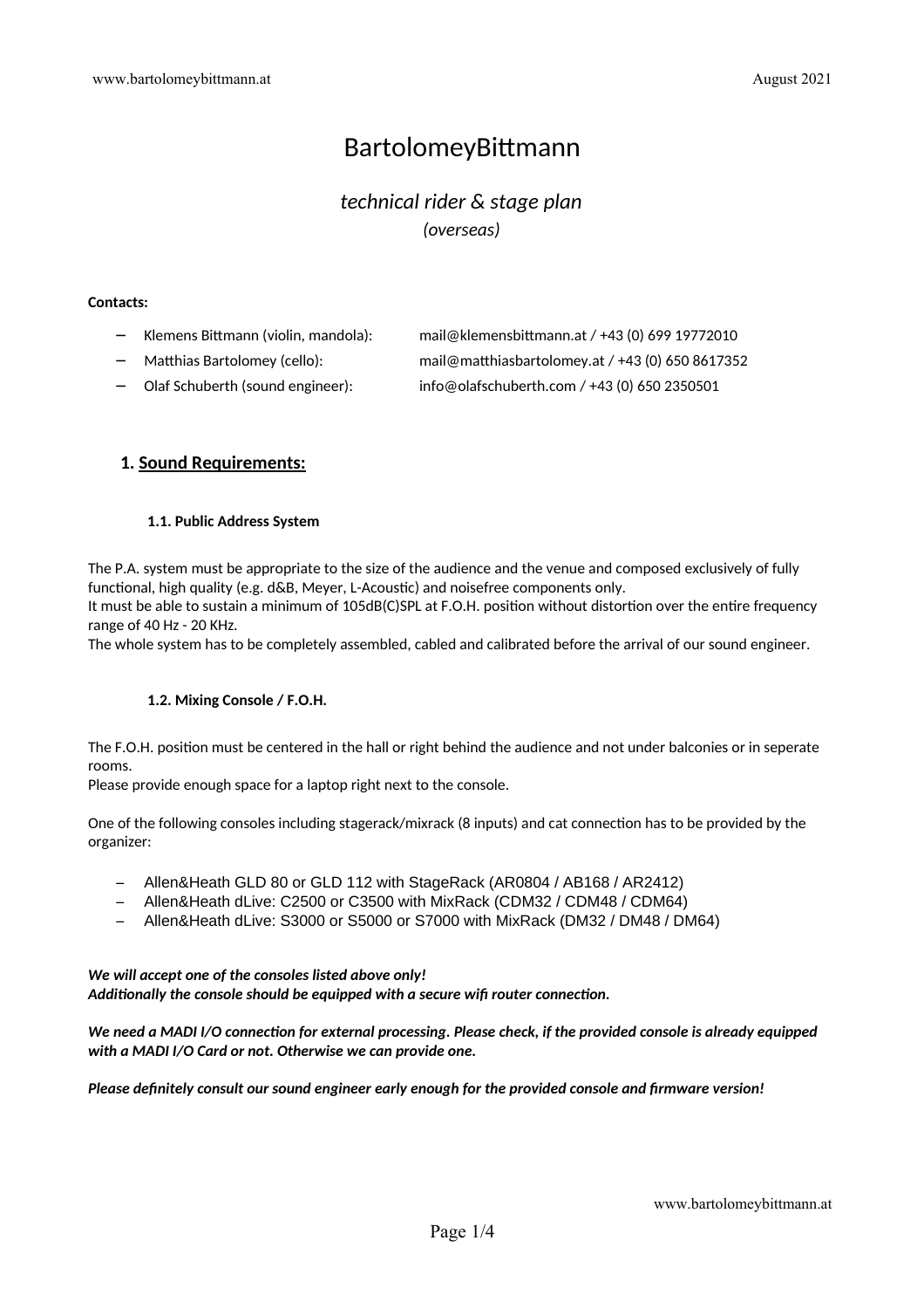# BartolomeyBittmann

## *technical rider & stage plan*

*(overseas)*

**Contacts:**

- Klemens Bittmann (violin, mandola): mail@klemensbittmann.at / +43 (0) 699 19772010
- Matthias Bartolomey (cello): mail@matthiasbartolomey.at / +43 (0) 650 8617352
- Olaf Schuberth (sound engineer): info@olafschuberth.com / +43 (0) 650 2350501

## 1. Sound Requirements:

### 1.1. Public Address System

The P.A. system must be appropriate to the size of the audience and the venue and composed exclusively of fully functional, high quality (e.g. d&B, Meyer, L-Acoustic) and noisefree components only.
It must be able to sustain a minimum of 105dB(C)SPL at F.O.H. position without distortion over the entire frequency range of 40 Hz - 20 KHz.
The whole system has to be completely assembled, cabled and calibrated before the arrival of our sound engineer.

### 1.2. Mixing Console / F.O.H.

The F.O.H. position must be centered in the hall or right behind the audience and not under balconies or in seperate rooms.
Please provide enough space for a laptop right next to the console.

One of the following consoles including stagerack/mixrack (8 inputs) and cat connection has to be provided by the organizer:

- Allen&Heath GLD 80 or GLD 112 with StageRack (AR0804 / AB168 / AR2412)
- Allen&Heath dLive: C2500 or C3500 with MixRack (CDM32 / CDM48 / CDM64)
- Allen&Heath dLive: S3000 or S5000 or S7000 with MixRack (DM32 / DM48 / DM64)

***We will accept one of the consoles listed above only!***
***Additionally the console should be equipped with a secure wifi router connection.***

***We need a MADI I/O connection for external processing. Please check, if the provided console is already equipped with a MADI I/O Card or not. Otherwise we can provide one.***

***Please definitely consult our sound engineer early enough for the provided console and firmware version!***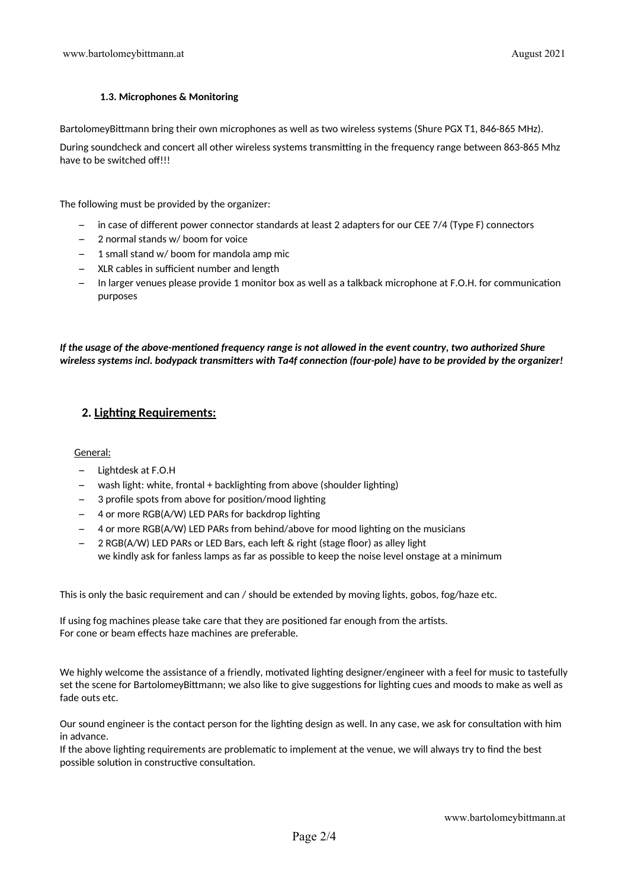### 1.3. Microphones & Monitoring

BartolomeyBittmann bring their own microphones as well as two wireless systems (Shure PGX T1, 846-865 MHz).

During soundcheck and concert all other wireless systems transmitting in the frequency range between 863-865 Mhz have to be switched off!!!

The following must be provided by the organizer:

- in case of different power connector standards at least 2 adapters for our CEE 7/4 (Type F) connectors
- 2 normal stands w/ boom for voice
- 1 small stand w/ boom for mandola amp mic
- XLR cables in sufficient number and length
- In larger venues please provide 1 monitor box as well as a talkback microphone at F.O.H. for communication purposes

***If the usage of the above-mentioned frequency range is not allowed in the event country, two authorized Shure wireless systems incl. bodypack transmitters with Ta4f connection (four-pole) have to be provided by the organizer!***

## 2. <u>Lighting Requirements:</u>

<u>General:</u>

- Lightdesk at F.O.H
- wash light: white, frontal + backlighting from above (shoulder lighting)
- 3 profile spots from above for position/mood lighting
- 4 or more RGB(A/W) LED PARs for backdrop lighting
- 4 or more RGB(A/W) LED PARs from behind/above for mood lighting on the musicians
- 2 RGB(A/W) LED PARs or LED Bars, each left & right (stage floor) as alley light
  we kindly ask for fanless lamps as far as possible to keep the noise level onstage at a minimum

This is only the basic requirement and can / should be extended by moving lights, gobos, fog/haze etc.

If using fog machines please take care that they are positioned far enough from the artists.
For cone or beam effects haze machines are preferable.

We highly welcome the assistance of a friendly, motivated lighting designer/engineer with a feel for music to tastefully set the scene for BartolomeyBittmann; we also like to give suggestions for lighting cues and moods to make as well as fade outs etc.

Our sound engineer is the contact person for the lighting design as well. In any case, we ask for consultation with him in advance.
If the above lighting requirements are problematic to implement at the venue, we will always try to find the best possible solution in constructive consultation.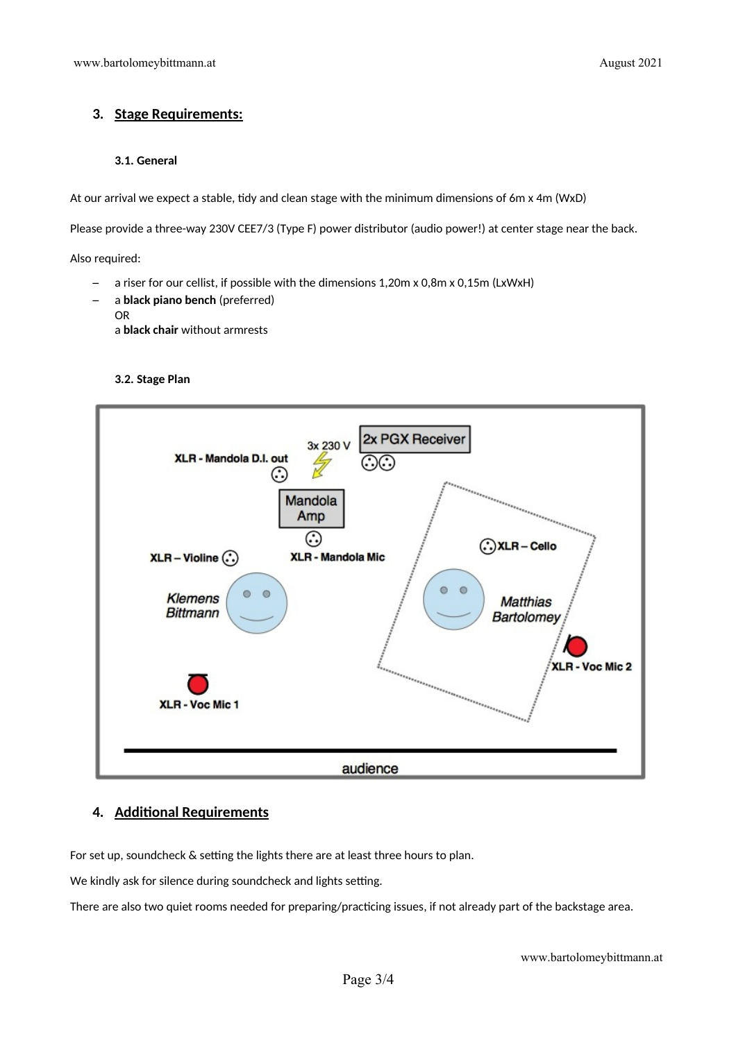## 3. Stage Requirements:

### 3.1. General

At our arrival we expect a stable, tidy and clean stage with the minimum dimensions of 6m x 4m (WxD)

Please provide a three-way 230V CEE7/3 (Type F) power distributor (audio power!) at center stage near the back.

Also required:

- a riser for our cellist, if possible with the dimensions 1,20m x 0,8m x 0,15m (LxWxH)
- a **black piano bench** (preferred)
  OR
  a **black chair** without armrests

### 3.2. Stage Plan

XLR - Mandola D.I. out

3x 230 V

2x PGX Receiver

Mandola Amp

XLR – Violine

XLR - Mandola Mic

XLR – Cello

Klemens Bittmann

Matthias Bartolomey

XLR - Voc Mic 2

XLR - Voc Mic 1

audience

## 4. Additional Requirements

For set up, soundcheck & setting the lights there are at least three hours to plan.

We kindly ask for silence during soundcheck and lights setting.

There are also two quiet rooms needed for preparing/practicing issues, if not already part of the backstage area.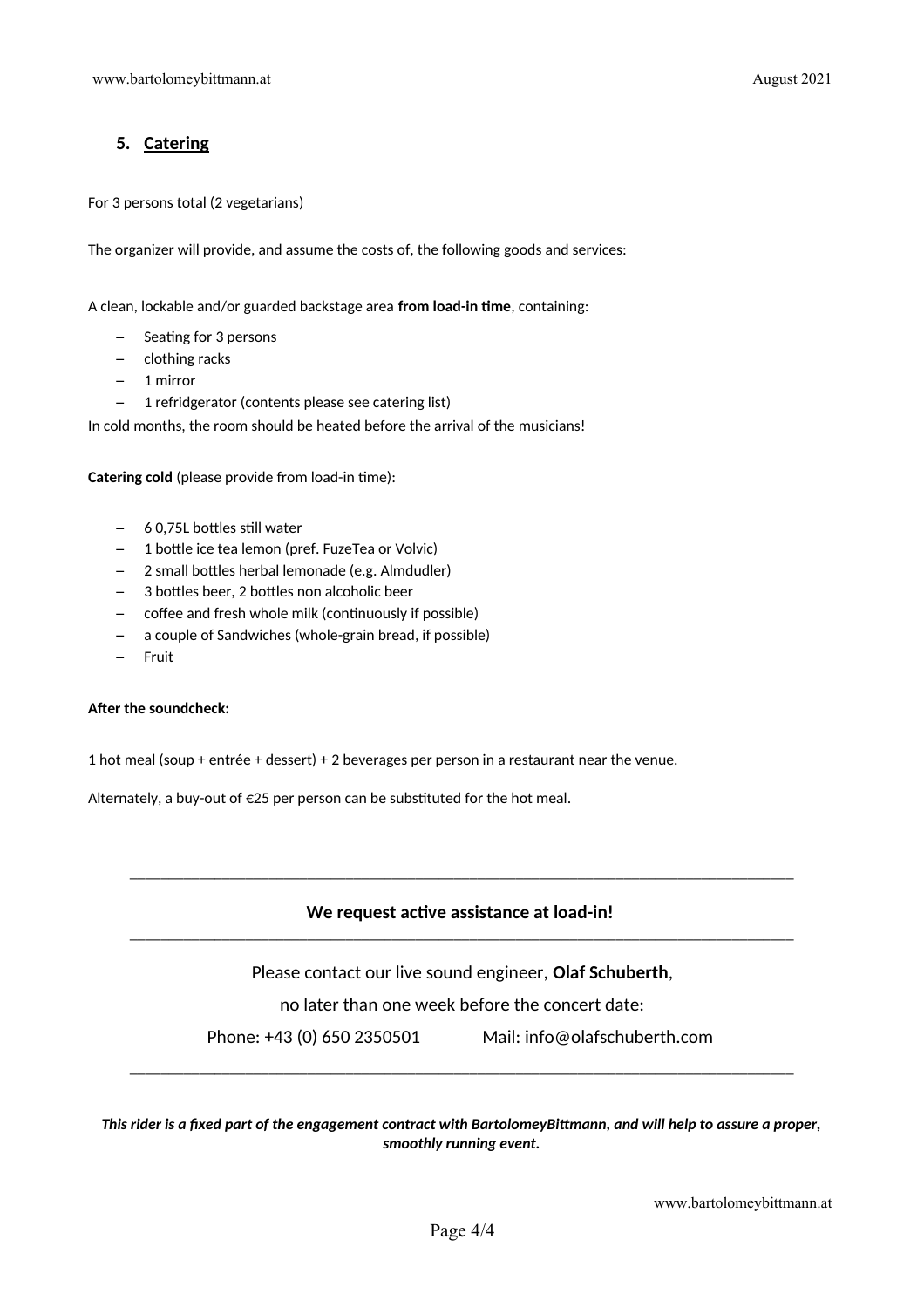## 5. Catering

For 3 persons total (2 vegetarians)

The organizer will provide, and assume the costs of, the following goods and services:

A clean, lockable and/or guarded backstage area **from load-in time**, containing:

- Seating for 3 persons
- clothing racks
- 1 mirror
- 1 refridgerator (contents please see catering list)

In cold months, the room should be heated before the arrival of the musicians!

**Catering cold** (please provide from load-in time):

- 6 0,75L bottles still water
- 1 bottle ice tea lemon (pref. FuzeTea or Volvic)
- 2 small bottles herbal lemonade (e.g. Almdudler)
- 3 bottles beer, 2 bottles non alcoholic beer
- coffee and fresh whole milk (continuously if possible)
- a couple of Sandwiches (whole-grain bread, if possible)
- Fruit

**After the soundcheck:**

1 hot meal (soup + entrée + dessert) + 2 beverages per person in a restaurant near the venue.

Alternately, a buy-out of €25 per person can be substituted for the hot meal.

---

**We request active assistance at load-in!**

---

Please contact our live sound engineer, **Olaf Schuberth**,

no later than one week before the concert date:

Phone: +43 (0) 650 2350501 Mail: info@olafschuberth.com

---

***This rider is a fixed part of the engagement contract with BartolomeyBittmann, and will help to assure a proper, smoothly running event.***